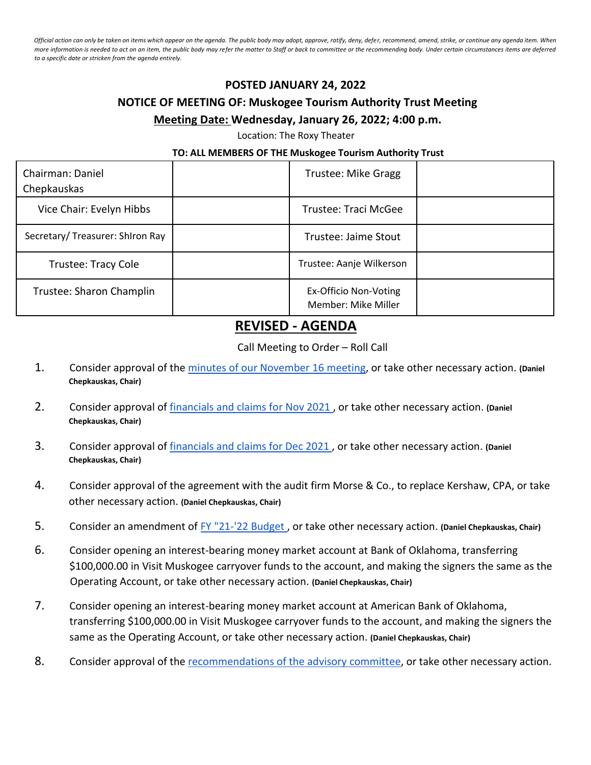*Official action can only be taken on items which appear on the agenda. The public body may adopt, approve, ratify, deny, defer, recommend, amend, strike, or continue any agenda item. When more information is needed to act on an item, the public body may refer the matter to Staff or back to committee or the recommending body. Under certain circumstances items are deferred to a specific date or stricken from the agenda entirely.*

**POSTED JANUARY 24, 2022**

**NOTICE OF MEETING OF: Muskogee Tourism Authority Trust Meeting**

**Meeting Date: Wednesday, January 26, 2022; 4:00 p.m.**

Location: The Roxy Theater

**TO: ALL MEMBERS OF THE Muskogee Tourism Authority Trust**

| | | | |
|---|---|---|---|
| Chairman: Daniel Chepkauskas | | Trustee: Mike Gragg | |
| Vice Chair: Evelyn Hibbs | | Trustee: Traci McGee | |
| Secretary/ Treasurer: ShIron Ray | | Trustee: Jaime Stout | |
| Trustee: Tracy Cole | | Trustee: Aanje Wilkerson | |
| Trustee: Sharon Champlin | | Ex-Officio Non-Voting Member: Mike Miller | |

# REVISED - AGENDA

Call Meeting to Order – Roll Call

1. Consider approval of the minutes of our November 16 meeting, or take other necessary action. **(Daniel Chepkauskas, Chair)**
2. Consider approval of financials and claims for Nov 2021 , or take other necessary action. **(Daniel Chepkauskas, Chair)**
3. Consider approval of financials and claims for Dec 2021 , or take other necessary action. **(Daniel Chepkauskas, Chair)**
4. Consider approval of the agreement with the audit firm Morse & Co., to replace Kershaw, CPA, or take other necessary action. **(Daniel Chepkauskas, Chair)**
5. Consider an amendment of FY "21-'22 Budget , or take other necessary action. **(Daniel Chepkauskas, Chair)**
6. Consider opening an interest-bearing money market account at Bank of Oklahoma, transferring $100,000.00 in Visit Muskogee carryover funds to the account, and making the signers the same as the Operating Account, or take other necessary action. **(Daniel Chepkauskas, Chair)**
7. Consider opening an interest-bearing money market account at American Bank of Oklahoma, transferring $100,000.00 in Visit Muskogee carryover funds to the account, and making the signers the same as the Operating Account, or take other necessary action. **(Daniel Chepkauskas, Chair)**
8. Consider approval of the recommendations of the advisory committee, or take other necessary action.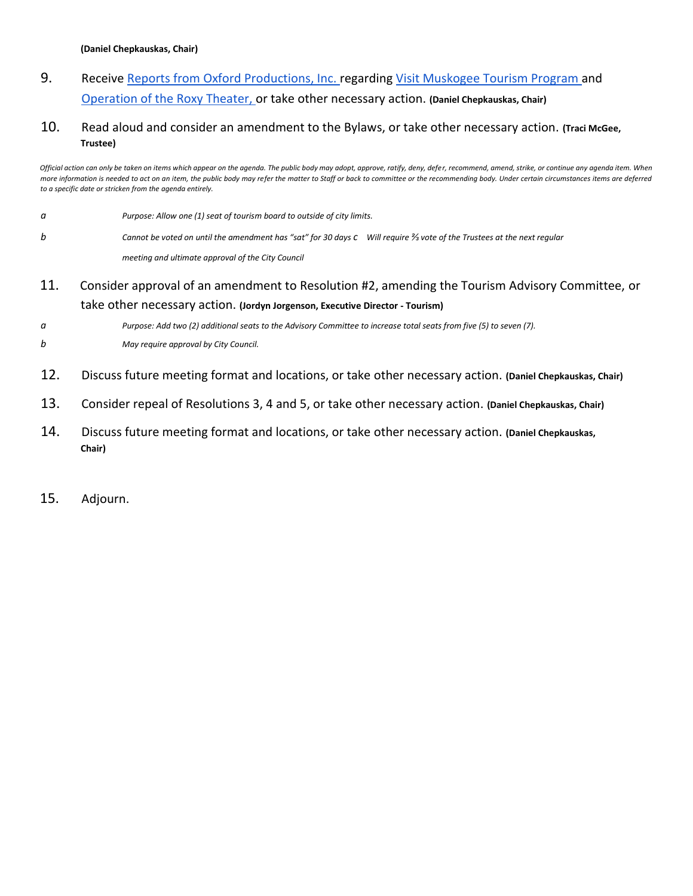**(Daniel Chepkauskas, Chair)**

9. Receive Reports from Oxford Productions, Inc. regarding Visit Muskogee Tourism Program and Operation of the Roxy Theater, or take other necessary action. **(Daniel Chepkauskas, Chair)**

10. Read aloud and consider an amendment to the Bylaws, or take other necessary action. **(Traci McGee, Trustee)**

*Official action can only be taken on items which appear on the agenda. The public body may adopt, approve, ratify, deny, defer, recommend, amend, strike, or continue any agenda item. When more information is needed to act on an item, the public body may refer the matter to Staff or back to committee or the recommending body. Under certain circumstances items are deferred to a specific date or stricken from the agenda entirely.*

*a* *Purpose: Allow one (1) seat of tourism board to outside of city limits.*

*b* *Cannot be voted on until the amendment has "sat" for 30 days* *c* *Will require ⅔ vote of the Trustees at the next regular meeting and ultimate approval of the City Council*

11. Consider approval of an amendment to Resolution #2, amending the Tourism Advisory Committee, or take other necessary action. **(Jordyn Jorgenson, Executive Director - Tourism)**

*a* *Purpose: Add two (2) additional seats to the Advisory Committee to increase total seats from five (5) to seven (7).*

*b* *May require approval by City Council.*

12. Discuss future meeting format and locations, or take other necessary action. **(Daniel Chepkauskas, Chair)**

13. Consider repeal of Resolutions 3, 4 and 5, or take other necessary action. **(Daniel Chepkauskas, Chair)**

14. Discuss future meeting format and locations, or take other necessary action. **(Daniel Chepkauskas, Chair)**

15. Adjourn.